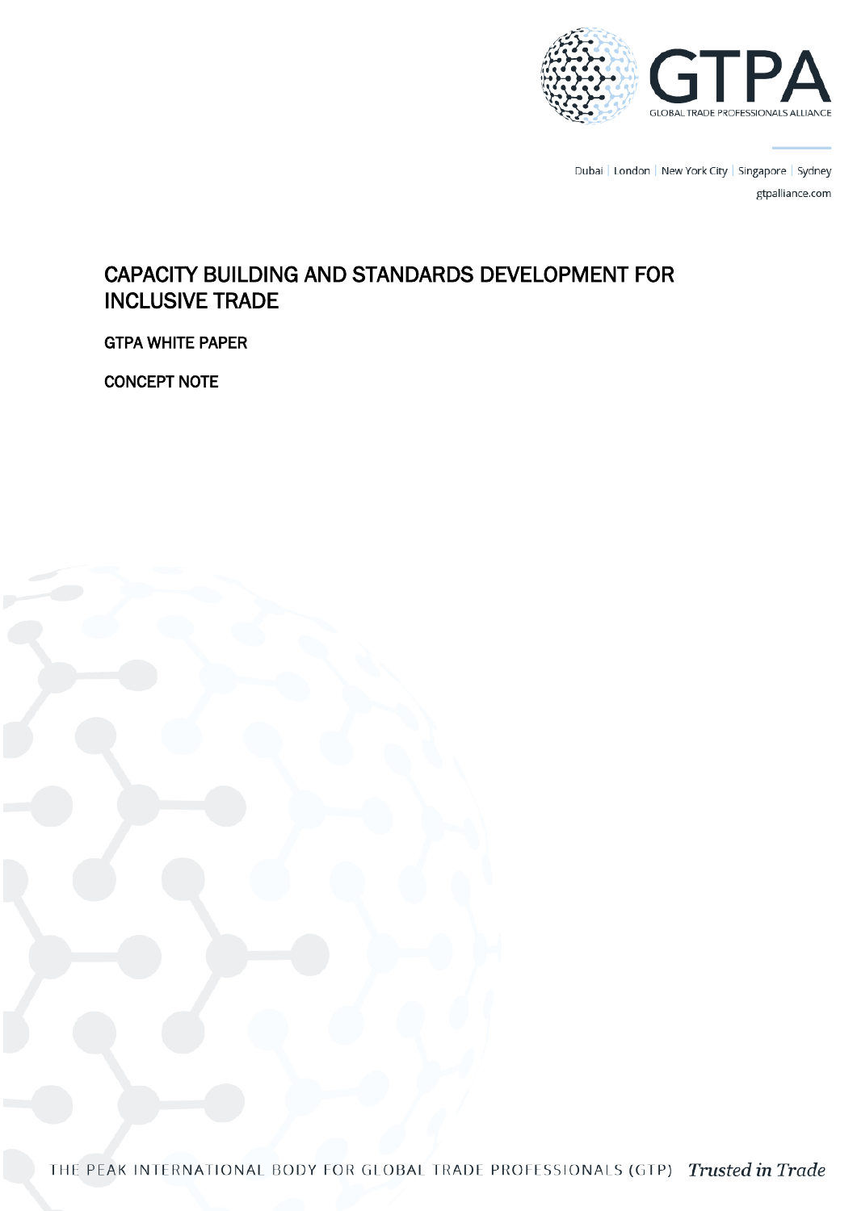GTPA

GLOBAL TRADE PROFESSIONALS ALLIANCE

Dubai | London | New York City | Singapore | Sydney

gtpalliance.com

# CAPACITY BUILDING AND STANDARDS DEVELOPMENT FOR INCLUSIVE TRADE

GTPA WHITE PAPER

CONCEPT NOTE

THE PEAK INTERNATIONAL BODY FOR GLOBAL TRADE PROFESSIONALS (GTP) *Trusted in Trade*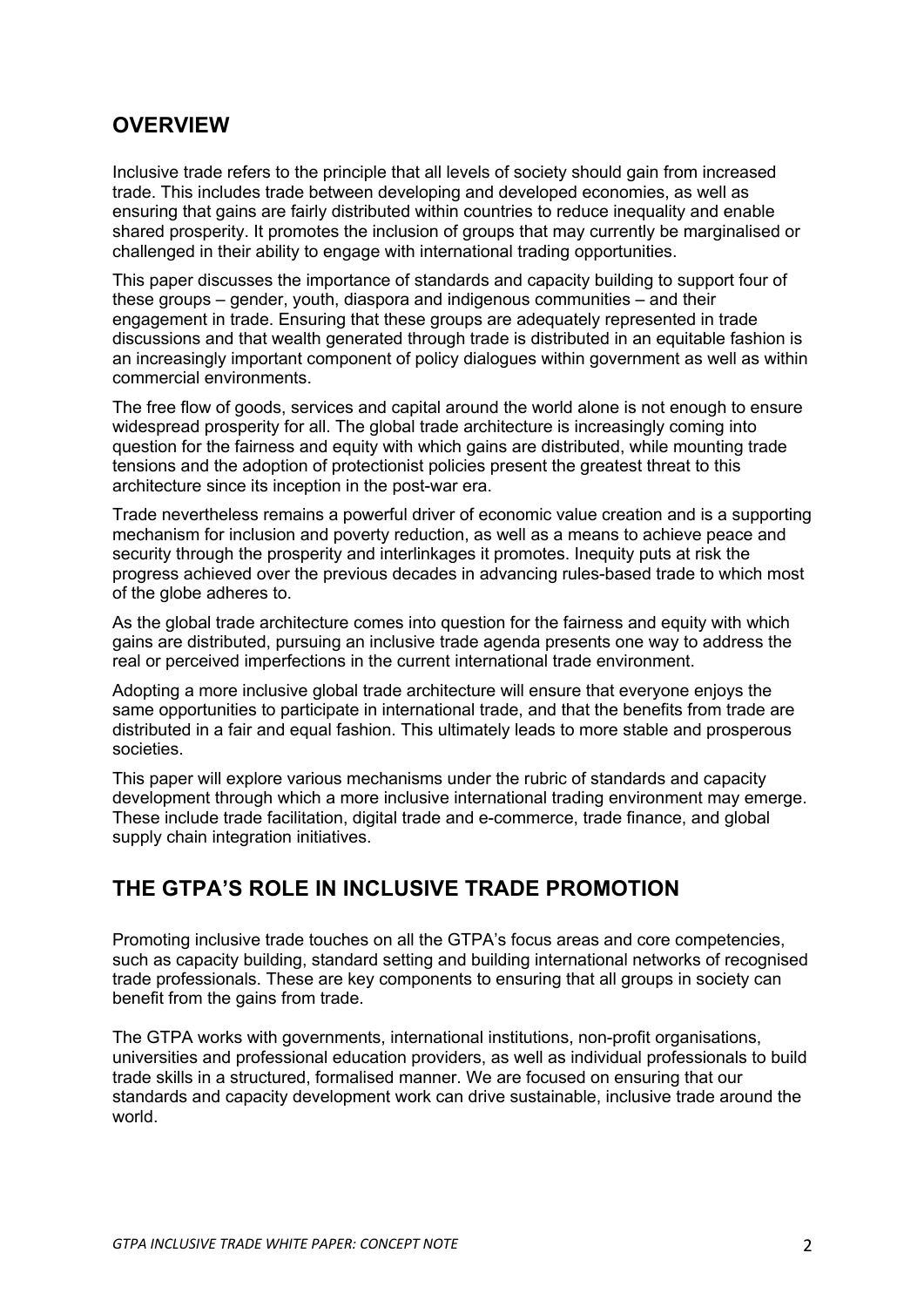## OVERVIEW

Inclusive trade refers to the principle that all levels of society should gain from increased trade. This includes trade between developing and developed economies, as well as ensuring that gains are fairly distributed within countries to reduce inequality and enable shared prosperity. It promotes the inclusion of groups that may currently be marginalised or challenged in their ability to engage with international trading opportunities.

This paper discusses the importance of standards and capacity building to support four of these groups – gender, youth, diaspora and indigenous communities – and their engagement in trade. Ensuring that these groups are adequately represented in trade discussions and that wealth generated through trade is distributed in an equitable fashion is an increasingly important component of policy dialogues within government as well as within commercial environments.

The free flow of goods, services and capital around the world alone is not enough to ensure widespread prosperity for all. The global trade architecture is increasingly coming into question for the fairness and equity with which gains are distributed, while mounting trade tensions and the adoption of protectionist policies present the greatest threat to this architecture since its inception in the post-war era.

Trade nevertheless remains a powerful driver of economic value creation and is a supporting mechanism for inclusion and poverty reduction, as well as a means to achieve peace and security through the prosperity and interlinkages it promotes. Inequity puts at risk the progress achieved over the previous decades in advancing rules-based trade to which most of the globe adheres to.

As the global trade architecture comes into question for the fairness and equity with which gains are distributed, pursuing an inclusive trade agenda presents one way to address the real or perceived imperfections in the current international trade environment.

Adopting a more inclusive global trade architecture will ensure that everyone enjoys the same opportunities to participate in international trade, and that the benefits from trade are distributed in a fair and equal fashion. This ultimately leads to more stable and prosperous societies.

This paper will explore various mechanisms under the rubric of standards and capacity development through which a more inclusive international trading environment may emerge. These include trade facilitation, digital trade and e-commerce, trade finance, and global supply chain integration initiatives.

## THE GTPA'S ROLE IN INCLUSIVE TRADE PROMOTION

Promoting inclusive trade touches on all the GTPA's focus areas and core competencies, such as capacity building, standard setting and building international networks of recognised trade professionals. These are key components to ensuring that all groups in society can benefit from the gains from trade.

The GTPA works with governments, international institutions, non-profit organisations, universities and professional education providers, as well as individual professionals to build trade skills in a structured, formalised manner. We are focused on ensuring that our standards and capacity development work can drive sustainable, inclusive trade around the world.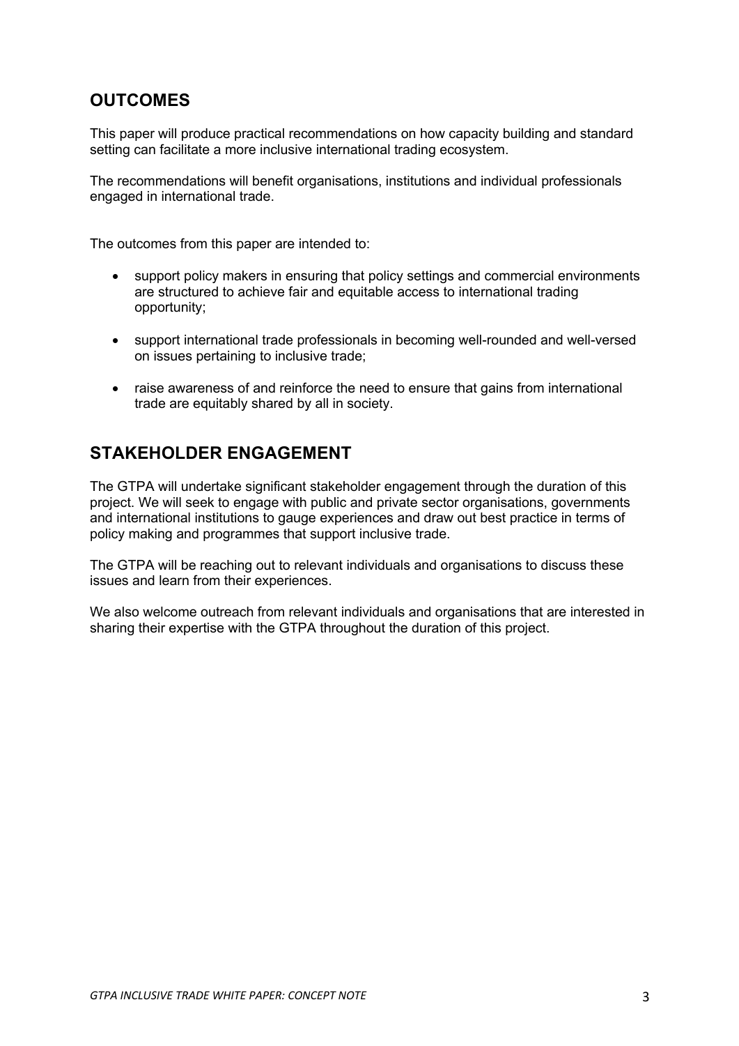## OUTCOMES

This paper will produce practical recommendations on how capacity building and standard setting can facilitate a more inclusive international trading ecosystem.

The recommendations will benefit organisations, institutions and individual professionals engaged in international trade.

The outcomes from this paper are intended to:

- support policy makers in ensuring that policy settings and commercial environments are structured to achieve fair and equitable access to international trading opportunity;
- support international trade professionals in becoming well-rounded and well-versed on issues pertaining to inclusive trade;
- raise awareness of and reinforce the need to ensure that gains from international trade are equitably shared by all in society.

## STAKEHOLDER ENGAGEMENT

The GTPA will undertake significant stakeholder engagement through the duration of this project. We will seek to engage with public and private sector organisations, governments and international institutions to gauge experiences and draw out best practice in terms of policy making and programmes that support inclusive trade.

The GTPA will be reaching out to relevant individuals and organisations to discuss these issues and learn from their experiences.

We also welcome outreach from relevant individuals and organisations that are interested in sharing their expertise with the GTPA throughout the duration of this project.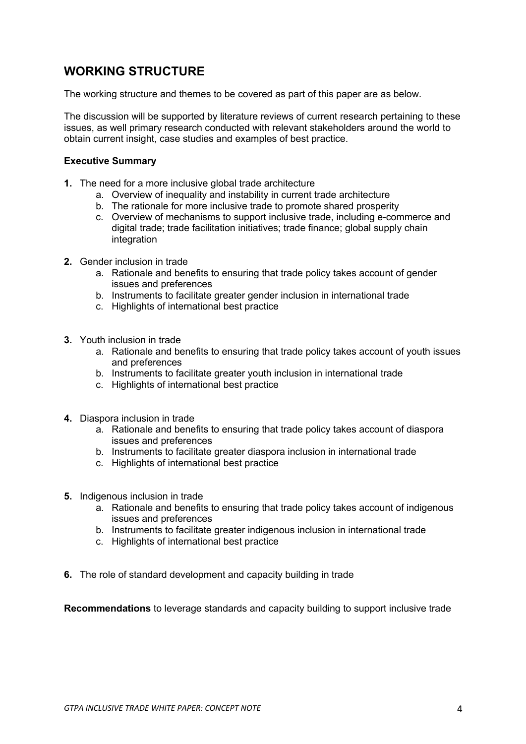## WORKING STRUCTURE

The working structure and themes to be covered as part of this paper are as below.

The discussion will be supported by literature reviews of current research pertaining to these issues, as well primary research conducted with relevant stakeholders around the world to obtain current insight, case studies and examples of best practice.

**Executive Summary**

1. The need for a more inclusive global trade architecture
    a. Overview of inequality and instability in current trade architecture
    b. The rationale for more inclusive trade to promote shared prosperity
    c. Overview of mechanisms to support inclusive trade, including e-commerce and digital trade; trade facilitation initiatives; trade finance; global supply chain integration

2. Gender inclusion in trade
    a. Rationale and benefits to ensuring that trade policy takes account of gender issues and preferences
    b. Instruments to facilitate greater gender inclusion in international trade
    c. Highlights of international best practice

3. Youth inclusion in trade
    a. Rationale and benefits to ensuring that trade policy takes account of youth issues and preferences
    b. Instruments to facilitate greater youth inclusion in international trade
    c. Highlights of international best practice

4. Diaspora inclusion in trade
    a. Rationale and benefits to ensuring that trade policy takes account of diaspora issues and preferences
    b. Instruments to facilitate greater diaspora inclusion in international trade
    c. Highlights of international best practice

5. Indigenous inclusion in trade
    a. Rationale and benefits to ensuring that trade policy takes account of indigenous issues and preferences
    b. Instruments to facilitate greater indigenous inclusion in international trade
    c. Highlights of international best practice

6. The role of standard development and capacity building in trade

**Recommendations** to leverage standards and capacity building to support inclusive trade